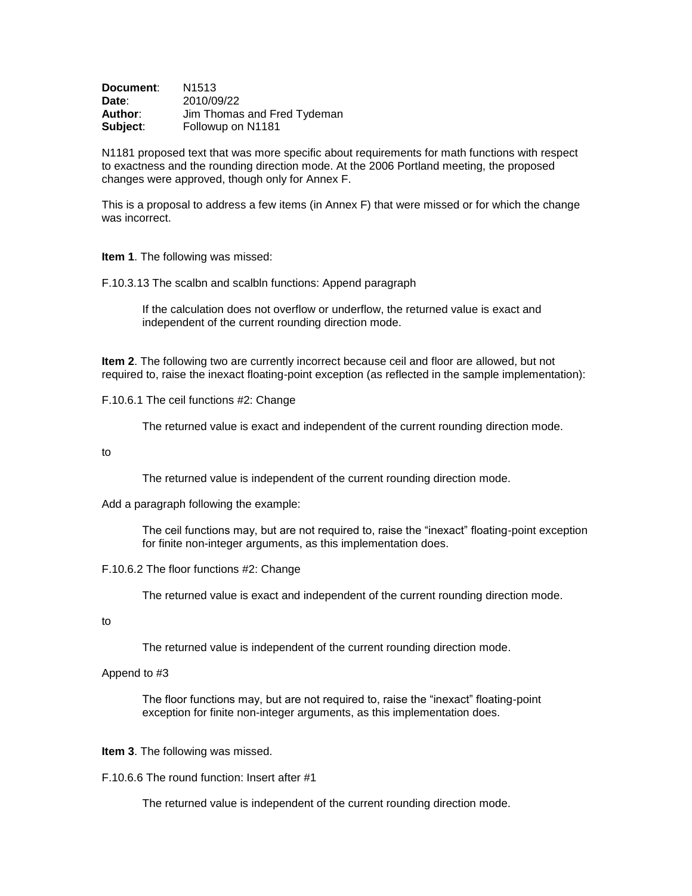**Document**: N1513
**Date**: 2010/09/22
**Author**: Jim Thomas and Fred Tydeman
**Subject**: Followup on N1181

N1181 proposed text that was more specific about requirements for math functions with respect to exactness and the rounding direction mode. At the 2006 Portland meeting, the proposed changes were approved, though only for Annex F.

This is a proposal to address a few items (in Annex F) that were missed or for which the change was incorrect.

**Item 1**. The following was missed:

F.10.3.13 The scalbn and scalbln functions: Append paragraph

> If the calculation does not overflow or underflow, the returned value is exact and independent of the current rounding direction mode.

**Item 2**. The following two are currently incorrect because ceil and floor are allowed, but not required to, raise the inexact floating-point exception (as reflected in the sample implementation):

F.10.6.1 The ceil functions #2: Change

> The returned value is exact and independent of the current rounding direction mode.

to

> The returned value is independent of the current rounding direction mode.

Add a paragraph following the example:

> The ceil functions may, but are not required to, raise the “inexact” floating-point exception for finite non-integer arguments, as this implementation does.

F.10.6.2 The floor functions #2: Change

> The returned value is exact and independent of the current rounding direction mode.

to

> The returned value is independent of the current rounding direction mode.

Append to #3

> The floor functions may, but are not required to, raise the “inexact” floating-point exception for finite non-integer arguments, as this implementation does.

**Item 3**. The following was missed.

F.10.6.6 The round function: Insert after #1

> The returned value is independent of the current rounding direction mode.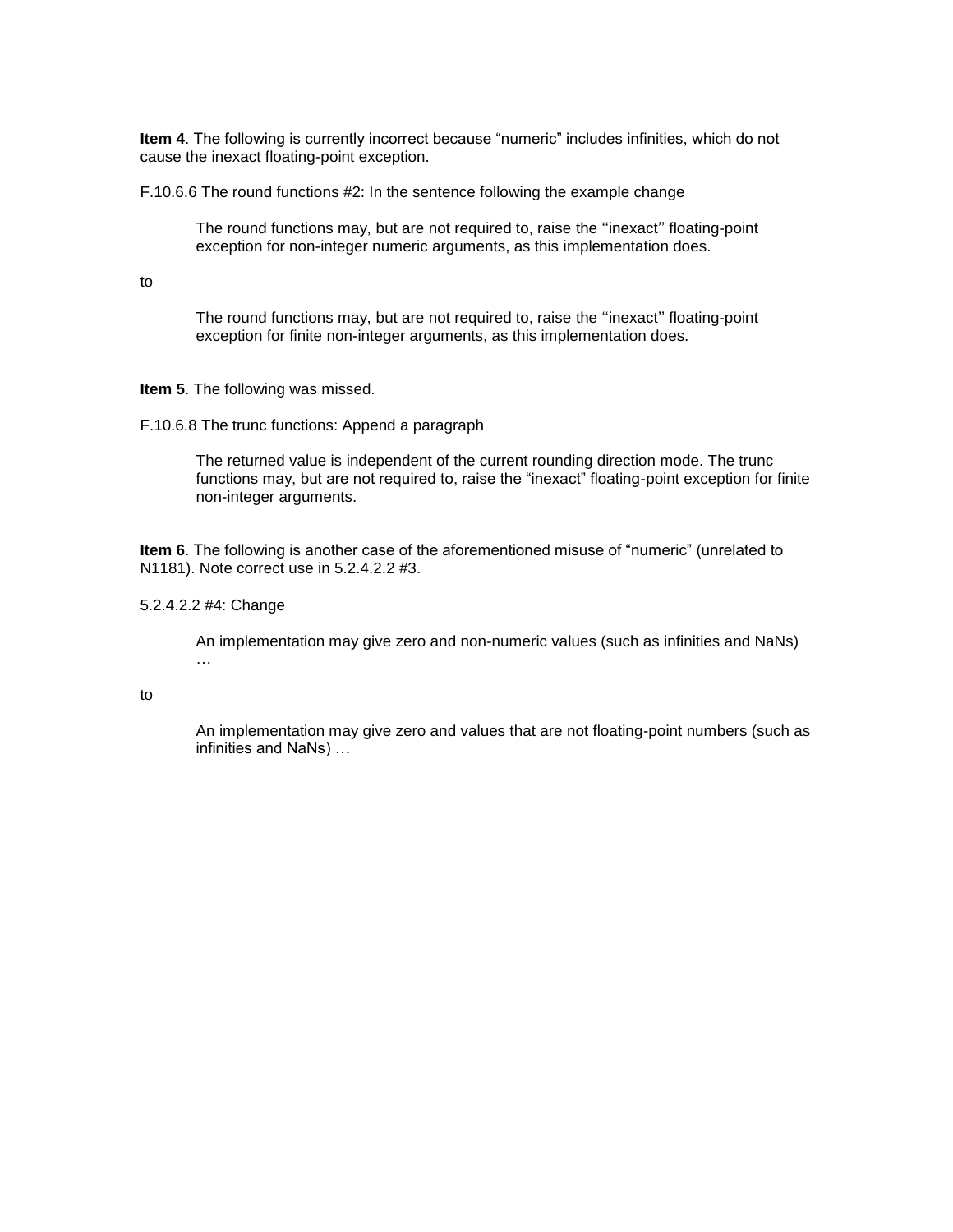**Item 4**. The following is currently incorrect because “numeric” includes infinities, which do not cause the inexact floating-point exception.

F.10.6.6 The round functions #2: In the sentence following the example change

> The round functions may, but are not required to, raise the ‘‘inexact’’ floating-point exception for non-integer numeric arguments, as this implementation does.

to

> The round functions may, but are not required to, raise the ‘‘inexact’’ floating-point exception for finite non-integer arguments, as this implementation does.

**Item 5**. The following was missed.

F.10.6.8 The trunc functions: Append a paragraph

> The returned value is independent of the current rounding direction mode. The trunc functions may, but are not required to, raise the “inexact” floating-point exception for finite non-integer arguments.

**Item 6**. The following is another case of the aforementioned misuse of “numeric” (unrelated to N1181). Note correct use in 5.2.4.2.2 #3.

5.2.4.2.2 #4: Change

> An implementation may give zero and non-numeric values (such as infinities and NaNs) …

to

> An implementation may give zero and values that are not floating-point numbers (such as infinities and NaNs) …